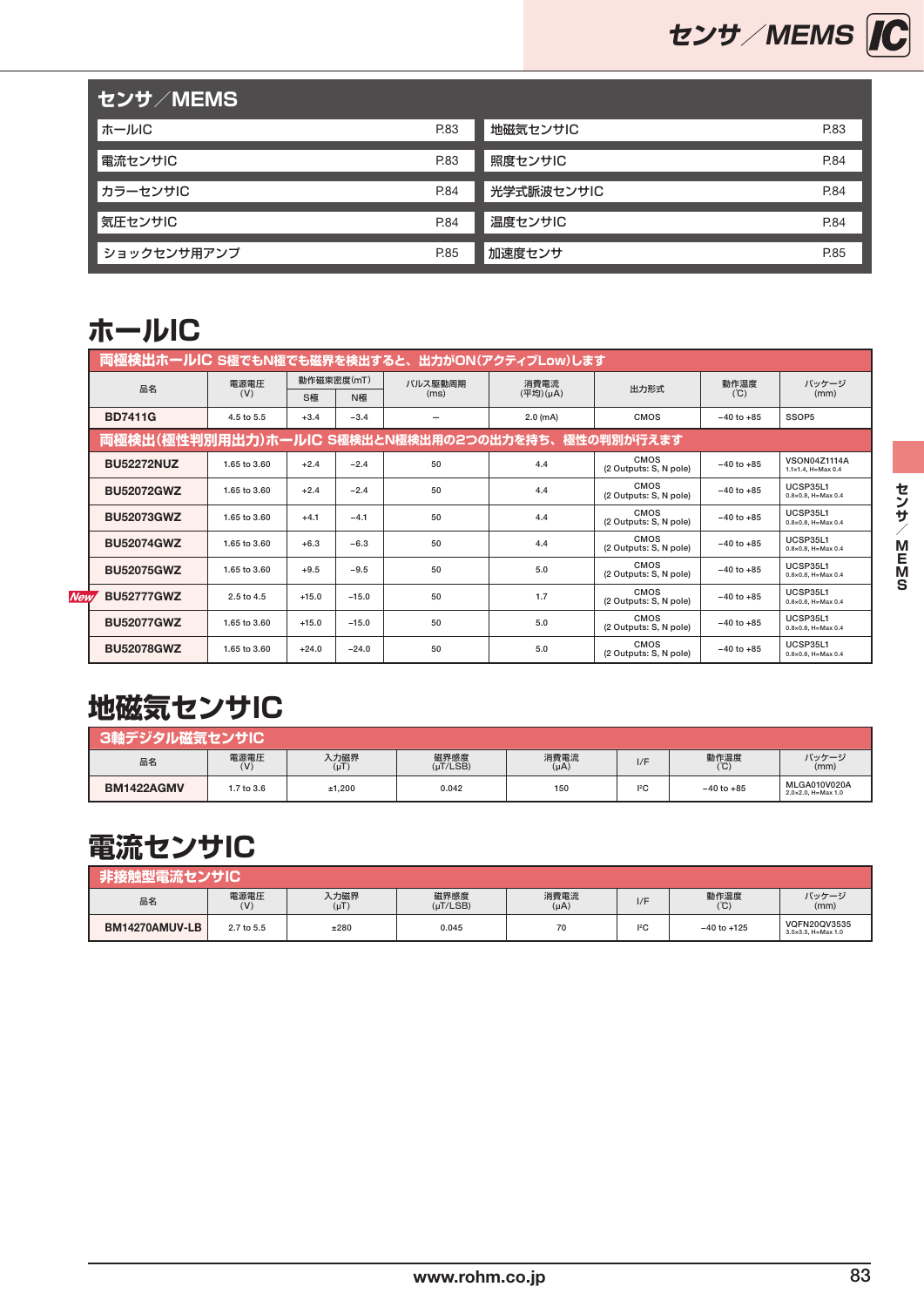## センサ／MEMS

| | | | |
|---|---|---|---|
| ホールIC | P.83 | 地磁気センサIC | P.83 |
| 電流センサIC | P.83 | 照度センサIC | P.84 |
| カラーセンサIC | P.84 | 光学式脈波センサIC | P.84 |
| 気圧センサIC | P.84 | 温度センサIC | P.84 |
| ショックセンサ用アンプ | P.85 | 加速度センサ | P.85 |

# ホールIC

**両極検出ホールIC S極でもN極でも磁界を検出すると、出力がON(アクティブLow)します**

| 品名 | 電源電圧 (V) | 動作磁束密度(mT) | | パルス駆動周期 (ms) | 消費電流 (平均)(μA) | 出力形式 | 動作温度 (℃) | パッケージ (mm) |
|---|---|---|---|---|---|---|---|---|
| | | S極 | N極 | | | | | |
| BD7411G | 4.5 to 5.5 | +3.4 | −3.4 | − | 2.0 (mA) | CMOS | −40 to +85 | SSOP5 |

**両極検出(極性判別用出力)ホールIC S極検出とN極検出用の2つの出力を持ち、極性の判別が行えます**

| 品名 | 電源電圧 (V) | 動作磁束密度(mT) | | パルス駆動周期 (ms) | 消費電流 (平均)(μA) | 出力形式 | 動作温度 (℃) | パッケージ (mm) |
|---|---|---|---|---|---|---|---|---|
| | | S極 | N極 | | | | | |
| BU52272NUZ | 1.65 to 3.60 | +2.4 | −2.4 | 50 | 4.4 | CMOS (2 Outputs: S, N pole) | −40 to +85 | VSON04Z1114A 1.1×1.4, H=Max 0.4 |
| BU52072GWZ | 1.65 to 3.60 | +2.4 | −2.4 | 50 | 4.4 | CMOS (2 Outputs: S, N pole) | −40 to +85 | UCSP35L1 0.8×0.8, H=Max 0.4 |
| BU52073GWZ | 1.65 to 3.60 | +4.1 | −4.1 | 50 | 4.4 | CMOS (2 Outputs: S, N pole) | −40 to +85 | UCSP35L1 0.8×0.8, H=Max 0.4 |
| BU52074GWZ | 1.65 to 3.60 | +6.3 | −6.3 | 50 | 4.4 | CMOS (2 Outputs: S, N pole) | −40 to +85 | UCSP35L1 0.8×0.8, H=Max 0.4 |
| BU52075GWZ | 1.65 to 3.60 | +9.5 | −9.5 | 50 | 5.0 | CMOS (2 Outputs: S, N pole) | −40 to +85 | UCSP35L1 0.8×0.8, H=Max 0.4 |
| New BU52777GWZ | 2.5 to 4.5 | +15.0 | −15.0 | 50 | 1.7 | CMOS (2 Outputs: S, N pole) | −40 to +85 | UCSP35L1 0.8×0.8, H=Max 0.4 |
| BU52077GWZ | 1.65 to 3.60 | +15.0 | −15.0 | 50 | 5.0 | CMOS (2 Outputs: S, N pole) | −40 to +85 | UCSP35L1 0.8×0.8, H=Max 0.4 |
| BU52078GWZ | 1.65 to 3.60 | +24.0 | −24.0 | 50 | 5.0 | CMOS (2 Outputs: S, N pole) | −40 to +85 | UCSP35L1 0.8×0.8, H=Max 0.4 |

# 地磁気センサIC

**3軸デジタル磁気センサIC**

| 品名 | 電源電圧 (V) | 入力磁界 (μT) | 磁界感度 (μT/LSB) | 消費電流 (μA) | I/F | 動作温度 (℃) | パッケージ (mm) |
|---|---|---|---|---|---|---|---|
| BM1422AGMV | 1.7 to 3.6 | ±1,200 | 0.042 | 150 | I²C | −40 to +85 | MLGA010V020A 2.0×2.0, H=Max 1.0 |

# 電流センサIC

**非接触型電流センサIC**

| 品名 | 電源電圧 (V) | 入力磁界 (μT) | 磁界感度 (μT/LSB) | 消費電流 (μA) | I/F | 動作温度 (℃) | パッケージ (mm) |
|---|---|---|---|---|---|---|---|
| BM14270AMUV-LB | 2.7 to 5.5 | ±280 | 0.045 | 70 | I²C | −40 to +125 | VQFN20QV3535 3.5×3.5, H=Max 1.0 |

www.rohm.co.jp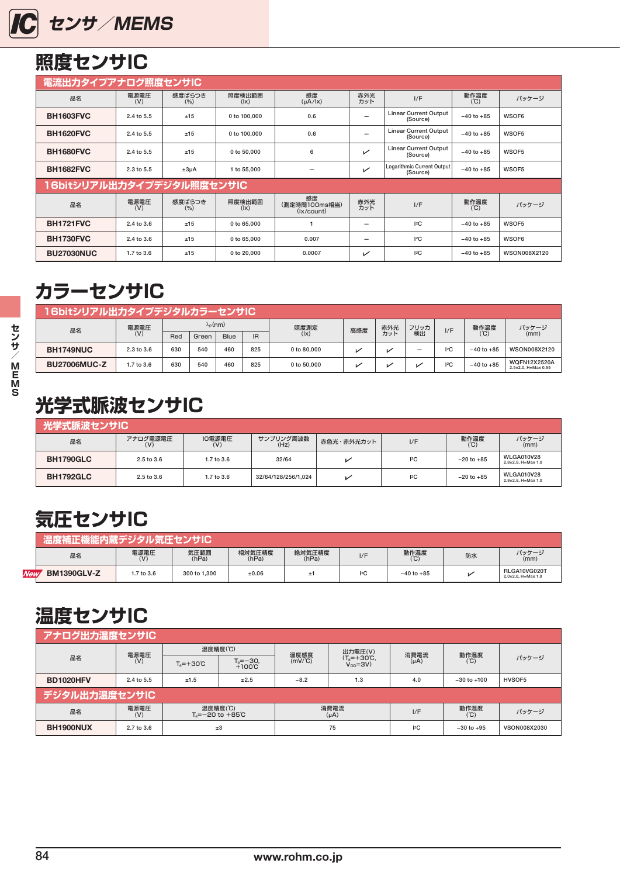# 照度センサIC

| 品名 | 電源電圧 (V) | 感度ばらつき (%) | 照度検出範囲 (lx) | 感度 (μA/lx) | 赤外光カット | I/F | 動作温度 (℃) | パッケージ |
|---|---|---|---|---|---|---|---|---|
| **電流出力タイプアナログ照度センサIC** | | | | | | | | |
| BH1603FVC | 2.4 to 5.5 | ±15 | 0 to 100,000 | 0.6 | – | Linear Current Output (Source) | −40 to +85 | WSOF6 |
| BH1620FVC | 2.4 to 5.5 | ±15 | 0 to 100,000 | 0.6 | – | Linear Current Output (Source) | −40 to +85 | WSOF5 |
| BH1680FVC | 2.4 to 5.5 | ±15 | 0 to 50,000 | 6 | ✓ | Linear Current Output (Source) | −40 to +85 | WSOF5 |
| BH1682FVC | 2.3 to 5.5 | ±3μA | 1 to 55,000 | – | ✓ | Logarithmic Current Output (Source) | −40 to +85 | WSOF5 |

| 品名 | 電源電圧 (V) | 感度ばらつき (%) | 照度検出範囲 (lx) | 感度 (測定時間100ms相当) (lx/count) | 赤外光カット | I/F | 動作温度 (℃) | パッケージ |
|---|---|---|---|---|---|---|---|---|
| **16bitシリアル出力タイプデジタル照度センサIC** | | | | | | | | |
| BH1721FVC | 2.4 to 3.6 | ±15 | 0 to 65,000 | 1 | – | I²C | −40 to +85 | WSOF5 |
| BH1730FVC | 2.4 to 3.6 | ±15 | 0 to 65,000 | 0.007 | – | I²C | −40 to +85 | WSOF6 |
| BU27030NUC | 1.7 to 3.6 | ±15 | 0 to 20,000 | 0.0007 | ✓ | I²C | −40 to +85 | WSON008X2120 |

# カラーセンサIC

**16bitシリアル出力タイプデジタルカラーセンサIC**

| 品名 | 電源電圧 (V) | λp(nm) | | | | 照度測定 (lx) | 高感度 | 赤外光カット | フリッカ検出 | I/F | 動作温度 (℃) | パッケージ (mm) |
|---|---|---|---|---|---|---|---|---|---|---|---|---|
| | | Red | Green | Blue | IR | | | | | | | |
| BH1749NUC | 2.3 to 3.6 | 630 | 540 | 460 | 825 | 0 to 80,000 | ✓ | ✓ | – | I²C | −40 to +85 | WSON008X2120 |
| BU27006MUC-Z | 1.7 to 3.6 | 630 | 540 | 460 | 825 | 0 to 50,000 | ✓ | ✓ | ✓ | I²C | −40 to +85 | WQFN12X2520A 2.5x2.0, H=Max 0.55 |

# 光学式脈波センサIC

**光学式脈波センサIC**

| 品名 | アナログ電源電圧 (V) | IO電源電圧 (V) | サンプリング周波数 (Hz) | 赤色光・赤外光カット | I/F | 動作温度 (℃) | パッケージ (mm) |
|---|---|---|---|---|---|---|---|
| BH1790GLC | 2.5 to 3.6 | 1.7 to 3.6 | 32/64 | ✓ | I²C | −20 to +85 | WLGA010V28 2.8x2.8, H=Max 1.0 |
| BH1792GLC | 2.5 to 3.6 | 1.7 to 3.6 | 32/64/128/256/1,024 | ✓ | I²C | −20 to +85 | WLGA010V28 2.8x2.8, H=Max 1.0 |

# 気圧センサIC

**温度補正機能内蔵デジタル気圧センサIC**

| 品名 | 電源電圧 (V) | 気圧範囲 (hPa) | 相対気圧精度 (hPa) | 絶対気圧精度 (hPa) | I/F | 動作温度 (℃) | 防水 | パッケージ (mm) |
|---|---|---|---|---|---|---|---|---|
| New BM1390GLV-Z | 1.7 to 3.6 | 300 to 1,300 | ±0.06 | ±1 | I²C | −40 to +85 | ✓ | RLGA10VG020T 2.0x2.0, H=Max 1.0 |

# 温度センサIC

**アナログ出力温度センサIC**

| 品名 | 電源電圧 (V) | 温度精度(℃) | | 温度感度 (mV/℃) | 出力電圧(V) ($T_a$=+30℃, $V_{DD}$=3V) | 消費電流 (μA) | 動作温度 (℃) | パッケージ |
|---|---|---|---|---|---|---|---|---|
| | | $T_a$=+30℃ | $T_a$=−30, +100℃ | | | | | |
| BD1020HFV | 2.4 to 5.5 | ±1.5 | ±2.5 | −8.2 | 1.3 | 4.0 | −30 to +100 | HVSOF5 |

**デジタル出力温度センサIC**

| 品名 | 電源電圧 (V) | 温度精度(℃) $T_a$=−20 to +85℃ | 消費電流 (μA) | I/F | 動作温度 (℃) | パッケージ |
|---|---|---|---|---|---|---|
| BH1900NUX | 2.7 to 3.6 | ±3 | 75 | I²C | −30 to +95 | VSON008X2030 |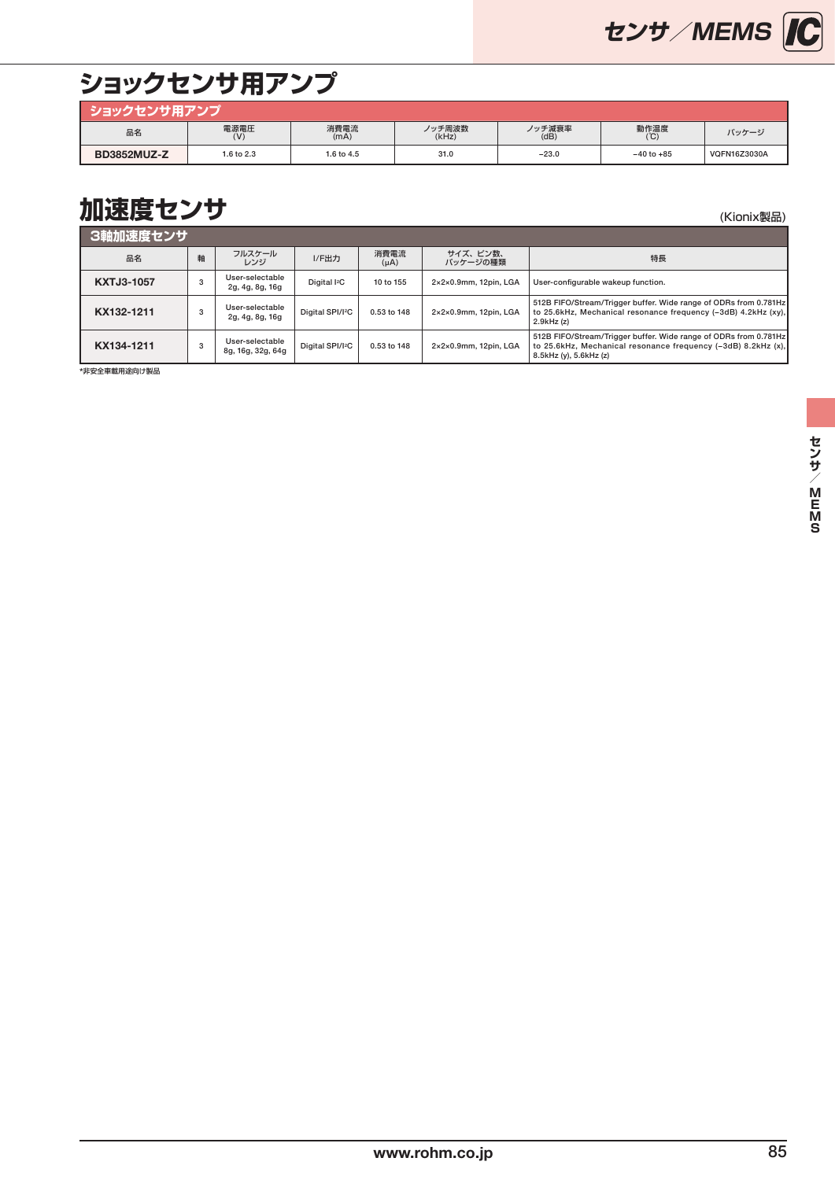# ショックセンサ用アンプ

| ショックセンサ用アンプ | | | | | | |
|---|---|---|---|---|---|---|
| 品名 | 電源電圧 (V) | 消費電流 (mA) | ノッチ周波数 (kHz) | ノッチ減衰率 (dB) | 動作温度 (℃) | パッケージ |
| **BD3852MUZ-Z** | 1.6 to 2.3 | 1.6 to 4.5 | 31.0 | −23.0 | −40 to +85 | VQFN16Z3030A |

# 加速度センサ

(Kionix製品)

| 3軸加速度センサ | | | | | | |
|---|---|---|---|---|---|---|
| 品名 | 軸 | フルスケール レンジ | I/F出力 | 消費電流 (μA) | サイズ、ピン数、パッケージの種類 | 特長 |
| **KXTJ3-1057** | 3 | User-selectable 2g, 4g, 8g, 16g | Digital I²C | 10 to 155 | 2×2×0.9mm, 12pin, LGA | User-configurable wakeup function. |
| **KX132-1211** | 3 | User-selectable 2g, 4g, 8g, 16g | Digital SPI/I²C | 0.53 to 148 | 2×2×0.9mm, 12pin, LGA | 512B FIFO/Stream/Trigger buffer. Wide range of ODRs from 0.781Hz to 25.6kHz, Mechanical resonance frequency (−3dB) 4.2kHz (xy), 2.9kHz (z) |
| **KX134-1211** | 3 | User-selectable 8g, 16g, 32g, 64g | Digital SPI/I²C | 0.53 to 148 | 2×2×0.9mm, 12pin, LGA | 512B FIFO/Stream/Trigger buffer. Wide range of ODRs from 0.781Hz to 25.6kHz, Mechanical resonance frequency (−3dB) 8.2kHz (x), 8.5kHz (y), 5.6kHz (z) |

*非安全車載用途向け製品